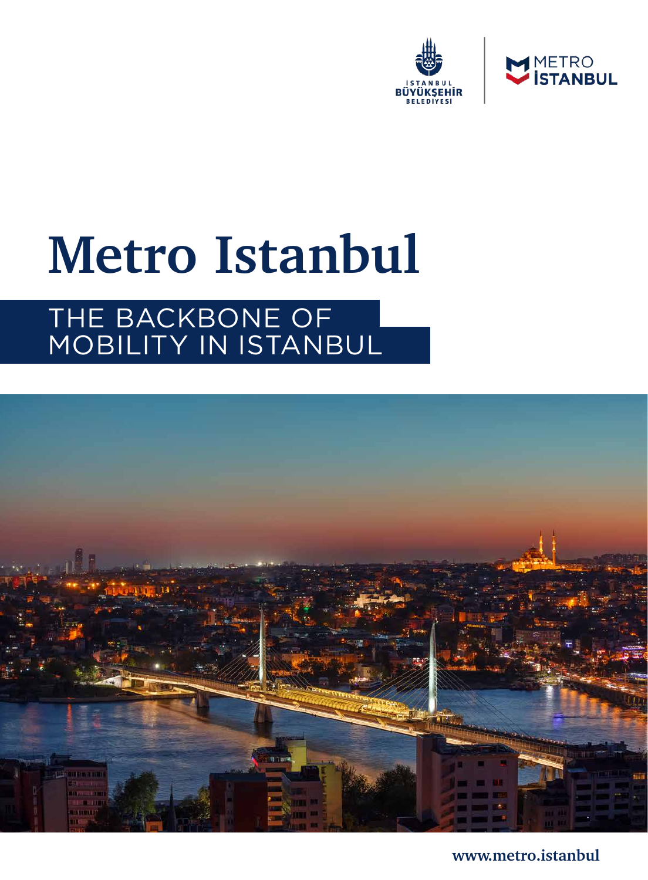İSTANBUL BÜYÜKŞEHİR BELEDİYESİ

METRO İSTANBUL

# Metro Istanbul

## THE BACKBONE OF MOBILITY IN ISTANBUL

www.metro.istanbul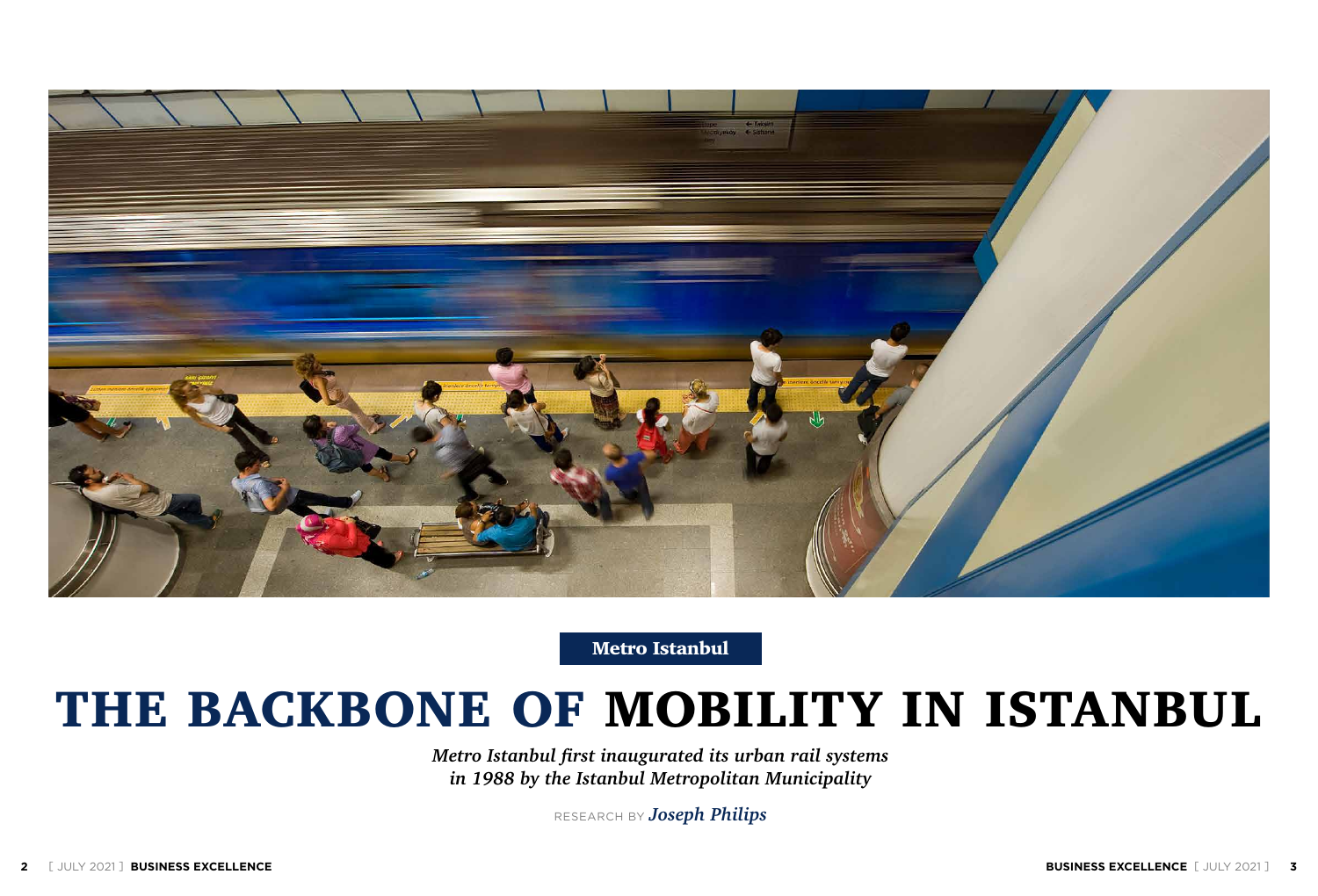Metro Istanbul

# THE BACKBONE OF MOBILITY IN ISTANBUL

*Metro Istanbul first inaugurated its urban rail systems in 1988 by the Istanbul Metropolitan Municipality*

RESEARCH BY *Joseph Philips*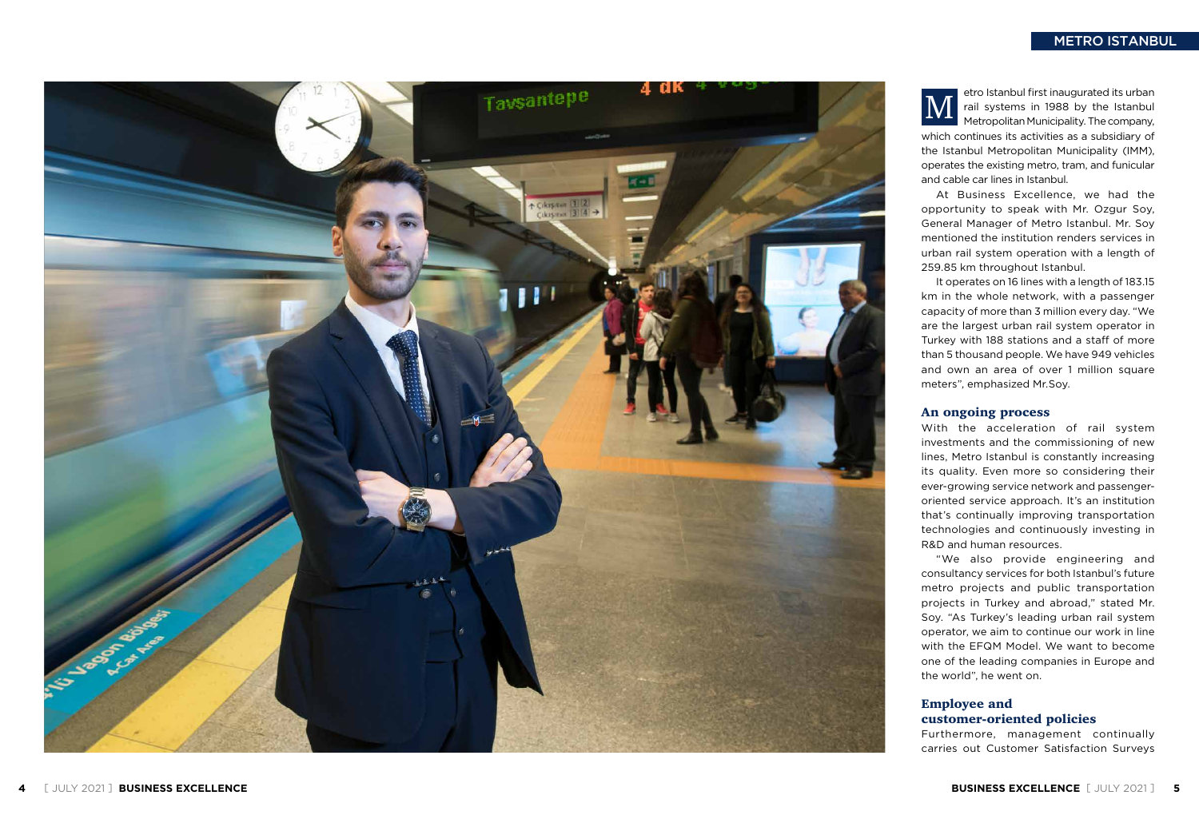Metro Istanbul first inaugurated its urban rail systems in 1988 by the Istanbul Metropolitan Municipality. The company, which continues its activities as a subsidiary of the Istanbul Metropolitan Municipality (IMM), operates the existing metro, tram, and funicular and cable car lines in Istanbul.

At Business Excellence, we had the opportunity to speak with Mr. Ozgur Soy, General Manager of Metro Istanbul. Mr. Soy mentioned the institution renders services in urban rail system operation with a length of 259.85 km throughout Istanbul.

It operates on 16 lines with a length of 183.15 km in the whole network, with a passenger capacity of more than 3 million every day. "We are the largest urban rail system operator in Turkey with 188 stations and a staff of more than 5 thousand people. We have 949 vehicles and own an area of over 1 million square meters", emphasized Mr.Soy.

## An ongoing process

With the acceleration of rail system investments and the commissioning of new lines, Metro Istanbul is constantly increasing its quality. Even more so considering their ever-growing service network and passenger-oriented service approach. It's an institution that's continually improving transportation technologies and continuously investing in R&D and human resources.

"We also provide engineering and consultancy services for both Istanbul's future metro projects and public transportation projects in Turkey and abroad," stated Mr. Soy. "As Turkey's leading urban rail system operator, we aim to continue our work in line with the EFQM Model. We want to become one of the leading companies in Europe and the world", he went on.

## Employee and customer-oriented policies

Furthermore, management continually carries out Customer Satisfaction Surveys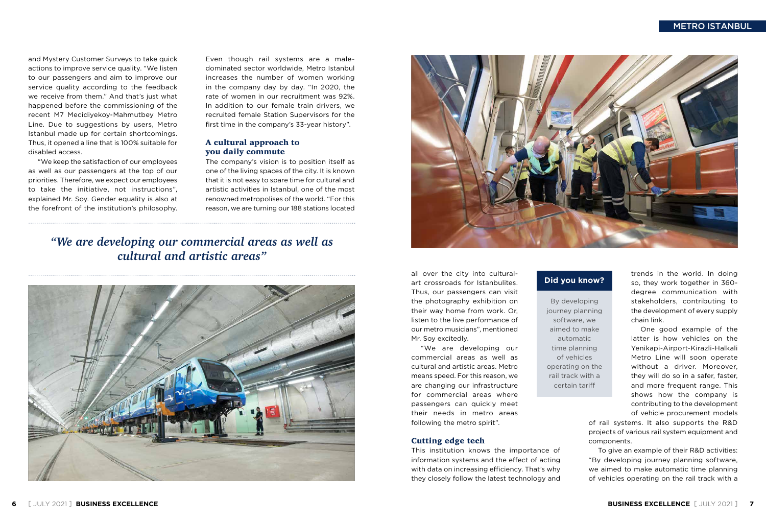and Mystery Customer Surveys to take quick actions to improve service quality. "We listen to our passengers and aim to improve our service quality according to the feedback we receive from them." And that's just what happened before the commissioning of the recent M7 Mecidiyekoy-Mahmutbey Metro Line. Due to suggestions by users, Metro Istanbul made up for certain shortcomings. Thus, it opened a line that is 100% suitable for disabled access.

"We keep the satisfaction of our employees as well as our passengers at the top of our priorities. Therefore, we expect our employees to take the initiative, not instructions", explained Mr. Soy. Gender equality is also at the forefront of the institution's philosophy. Even though rail systems are a male-dominated sector worldwide, Metro Istanbul increases the number of women working in the company day by day. "In 2020, the rate of women in our recruitment was 92%. In addition to our female train drivers, we recruited female Station Supervisors for the first time in the company's 33-year history".

### A cultural approach to you daily commute

The company's vision is to position itself as one of the living spaces of the city. It is known that it is not easy to spare time for cultural and artistic activities in Istanbul, one of the most renowned metropolises of the world. "For this reason, we are turning our 188 stations located all over the city into cultural-art crossroads for Istanbulites. Thus, our passengers can visit the photography exhibition on their way home from work. Or, listen to the live performance of our metro musicians", mentioned Mr. Soy excitedly.

*"We are developing our commercial areas as well as cultural and artistic areas"*

"We are developing our commercial areas as well as cultural and artistic areas. Metro means speed. For this reason, we are changing our infrastructure for commercial areas where passengers can quickly meet their needs in metro areas following the metro spirit".

### Cutting edge tech

This institution knows the importance of information systems and the effect of acting with data on increasing efficiency. That's why they closely follow the latest technology and trends in the world. In doing so, they work together in 360-degree communication with stakeholders, contributing to the development of every supply chain link.

One good example of the latter is how vehicles on the Yenikapi-Airport-Kirazli-Halkali Metro Line will soon operate without a driver. Moreover, they will do so in a safer, faster, and more frequent range. This shows how the company is contributing to the development of vehicle procurement models of rail systems. It also supports the R&D projects of various rail system equipment and components.

To give an example of their R&D activities: "By developing journey planning software, we aimed to make automatic time planning of vehicles operating on the rail track with a

**Did you know?**

By developing journey planning software, we aimed to make automatic time planning of vehicles operating on the rail track with a certain tariff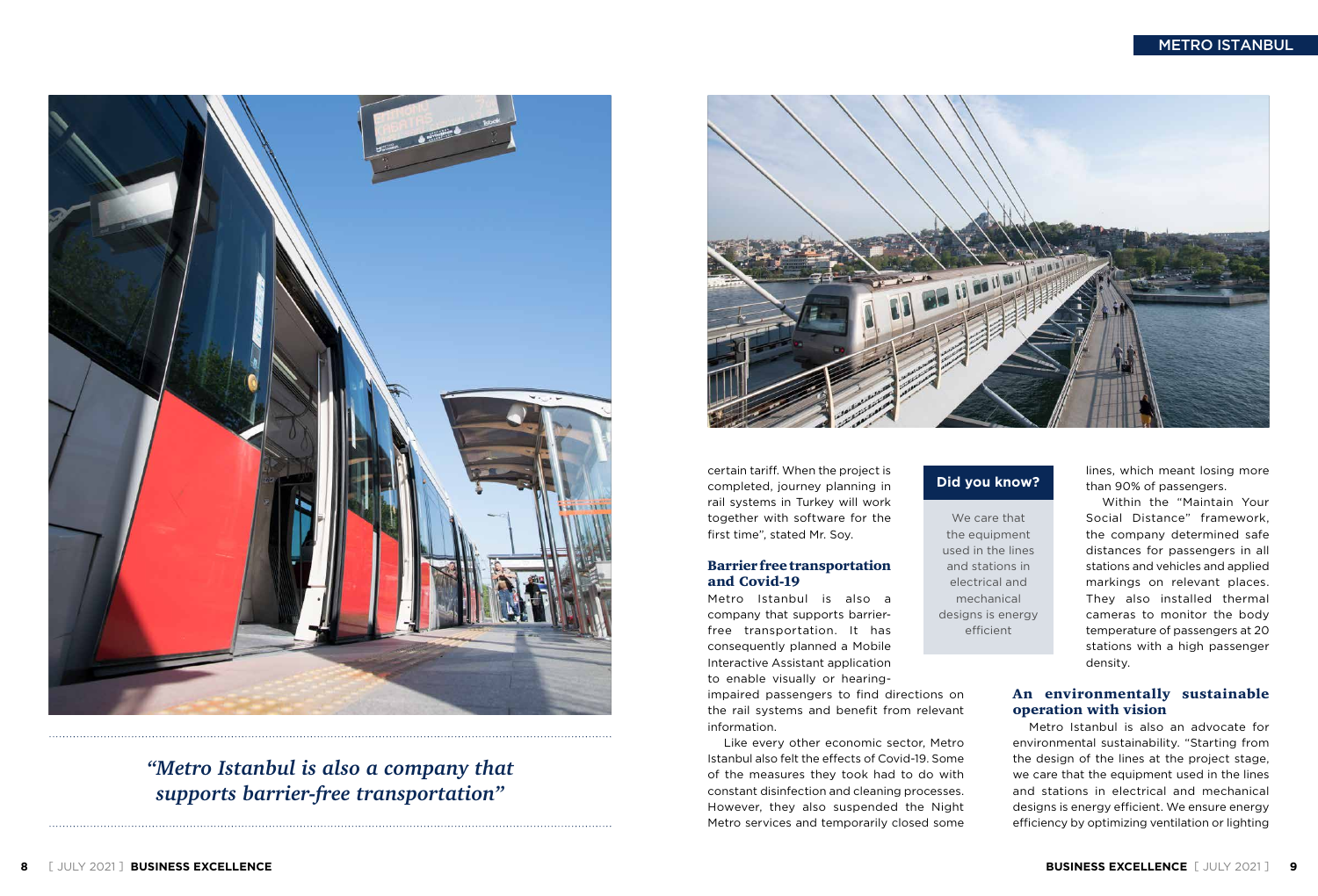*“Metro Istanbul is also a company that supports barrier-free transportation”*

certain tariff. When the project is completed, journey planning in rail systems in Turkey will work together with software for the first time”, stated Mr. Soy.

### Barrier free transportation and Covid-19

Metro Istanbul is also a company that supports barrier-free transportation. It has consequently planned a Mobile Interactive Assistant application to enable visually or hearing-impaired passengers to find directions on the rail systems and benefit from relevant information.

Like every other economic sector, Metro Istanbul also felt the effects of Covid-19. Some of the measures they took had to do with constant disinfection and cleaning processes. However, they also suspended the Night Metro services and temporarily closed some lines, which meant losing more than 90% of passengers.

Within the “Maintain Your Social Distance” framework, the company determined safe distances for passengers in all stations and vehicles and applied markings on relevant places. They also installed thermal cameras to monitor the body temperature of passengers at 20 stations with a high passenger density.

**Did you know?**

We care that the equipment used in the lines and stations in electrical and mechanical designs is energy efficient

### An environmentally sustainable operation with vision

Metro Istanbul is also an advocate for environmental sustainability. “Starting from the design of the lines at the project stage, we care that the equipment used in the lines and stations in electrical and mechanical designs is energy efficient. We ensure energy efficiency by optimizing ventilation or lighting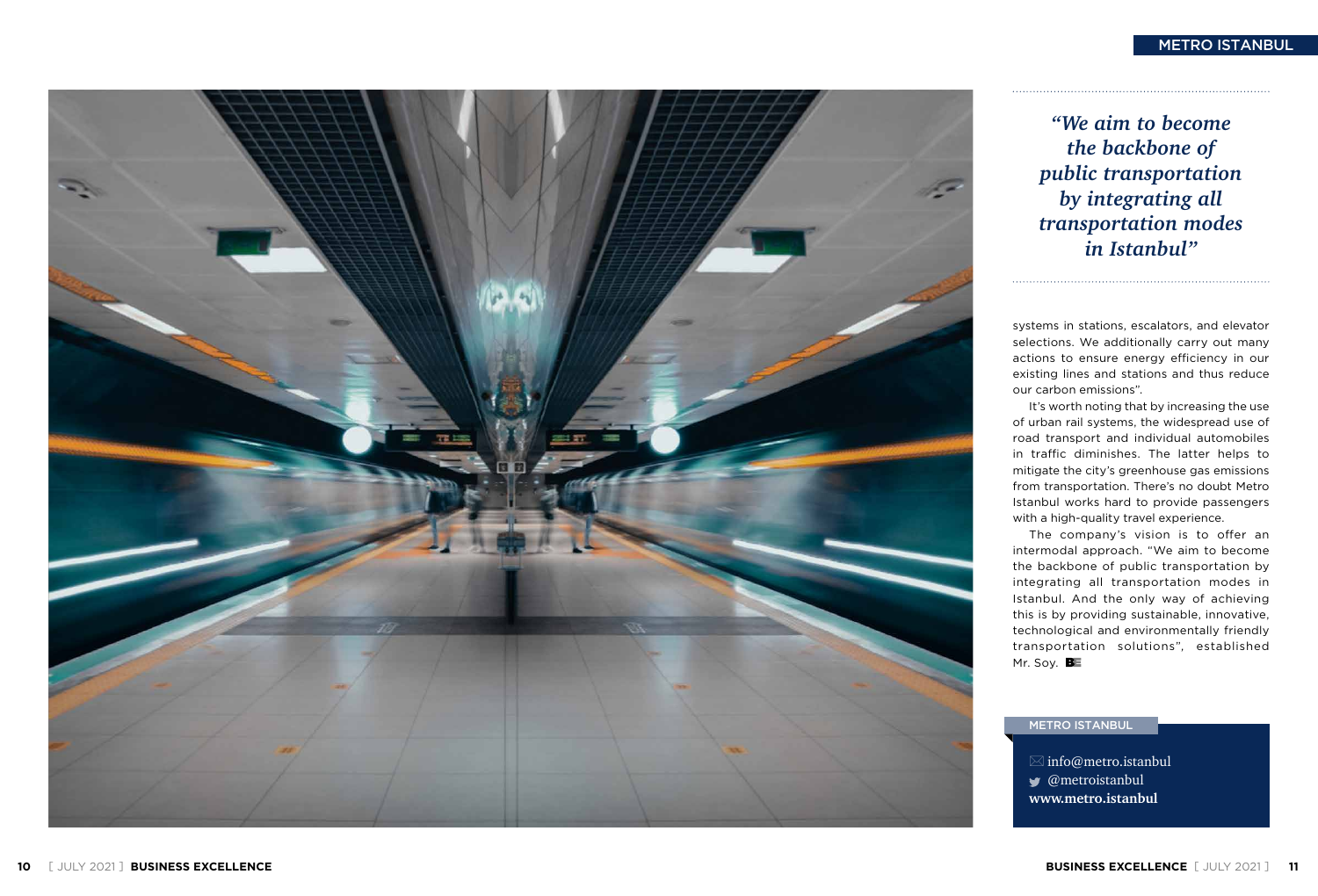> *"We aim to become the backbone of public transportation by integrating all transportation modes in Istanbul"*

systems in stations, escalators, and elevator selections. We additionally carry out many actions to ensure energy efficiency in our existing lines and stations and thus reduce our carbon emissions".

It's worth noting that by increasing the use of urban rail systems, the widespread use of road transport and individual automobiles in traffic diminishes. The latter helps to mitigate the city's greenhouse gas emissions from transportation. There's no doubt Metro Istanbul works hard to provide passengers with a high-quality travel experience.

The company's vision is to offer an intermodal approach. "We aim to become the backbone of public transportation by integrating all transportation modes in Istanbul. And the only way of achieving this is by providing sustainable, innovative, technological and environmentally friendly transportation solutions", established Mr. Soy.

**METRO ISTANBUL**

info@metro.istanbul
@metroistanbul
**www.metro.istanbul**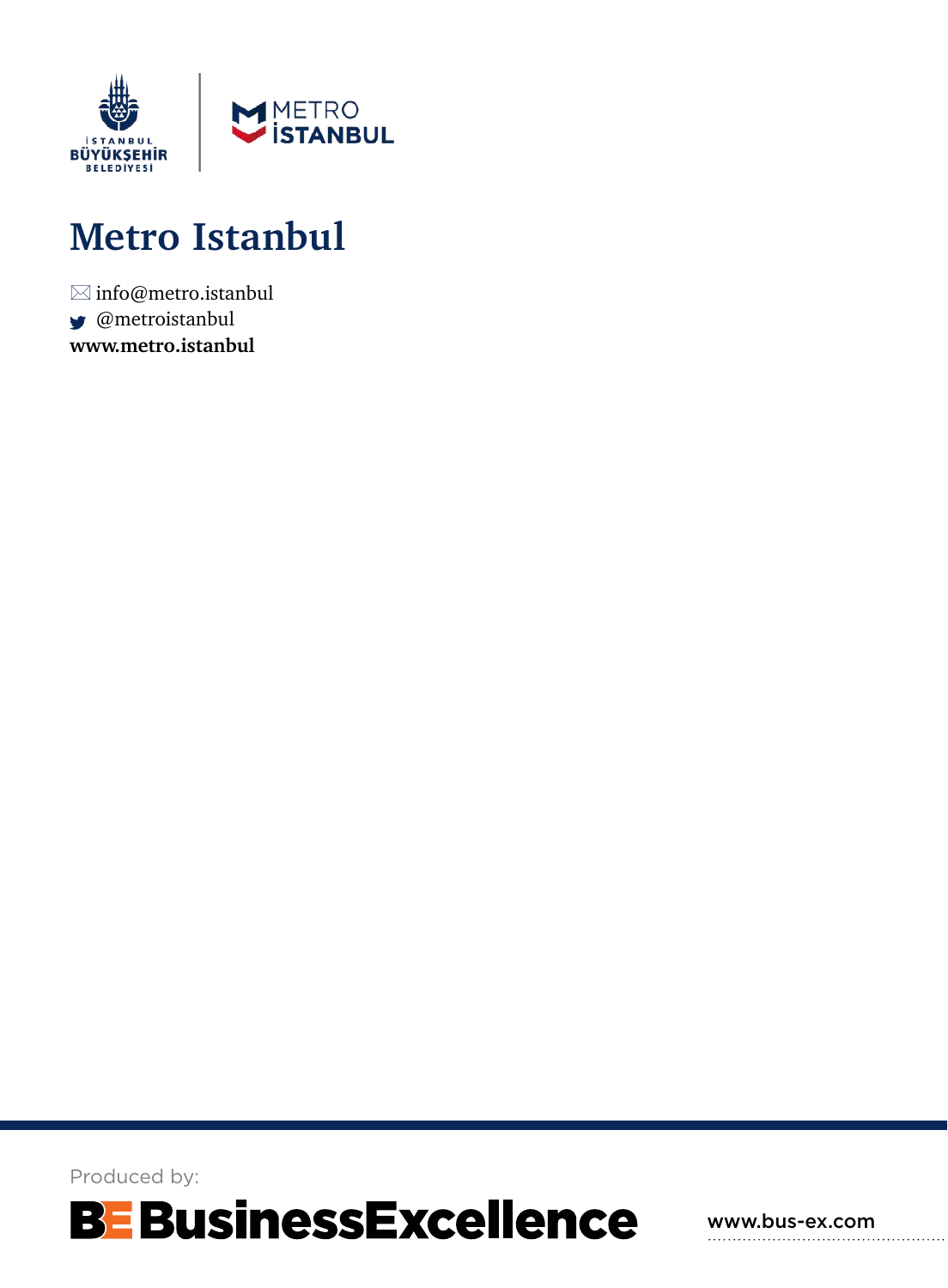# Metro Istanbul

info@metro.istanbul

@metroistanbul

**www.metro.istanbul**

Produced by:

**BusinessExcellence**

www.bus-ex.com